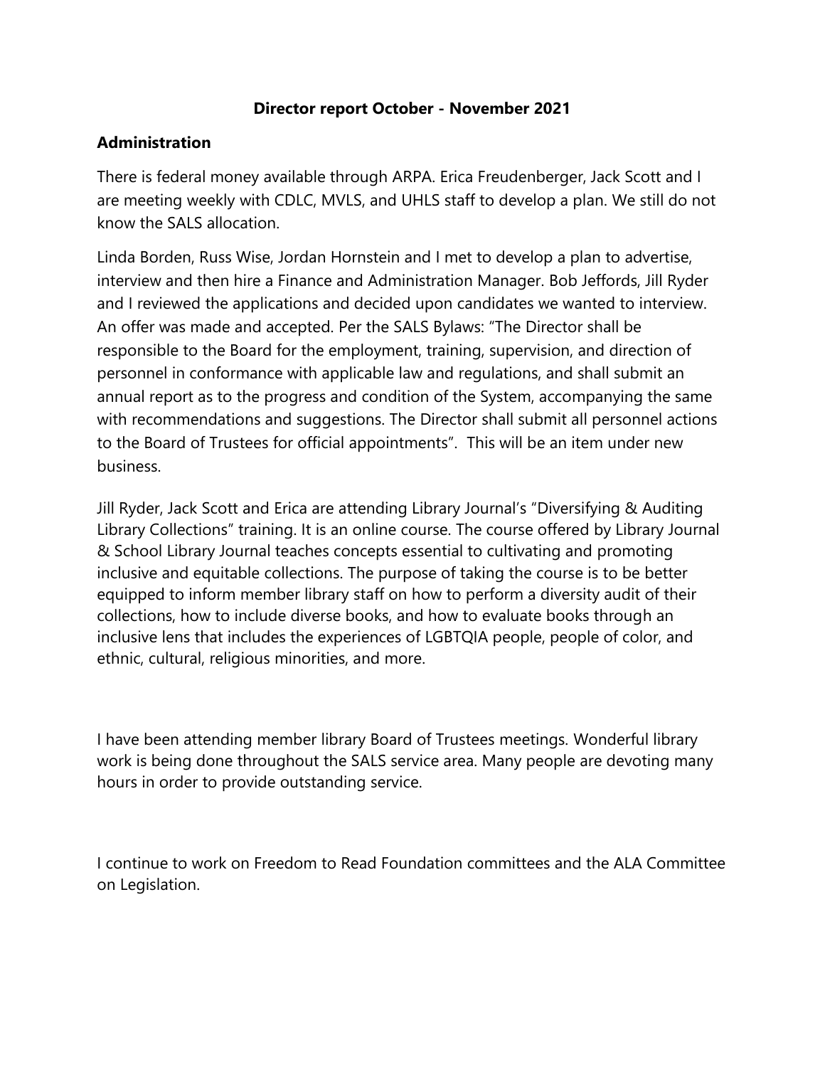# Director report October - November 2021

## Administration

There is federal money available through ARPA. Erica Freudenberger, Jack Scott and I are meeting weekly with CDLC, MVLS, and UHLS staff to develop a plan. We still do not know the SALS allocation.

Linda Borden, Russ Wise, Jordan Hornstein and I met to develop a plan to advertise, interview and then hire a Finance and Administration Manager. Bob Jeffords, Jill Ryder and I reviewed the applications and decided upon candidates we wanted to interview. An offer was made and accepted. Per the SALS Bylaws: "The Director shall be responsible to the Board for the employment, training, supervision, and direction of personnel in conformance with applicable law and regulations, and shall submit an annual report as to the progress and condition of the System, accompanying the same with recommendations and suggestions. The Director shall submit all personnel actions to the Board of Trustees for official appointments". This will be an item under new business.

Jill Ryder, Jack Scott and Erica are attending Library Journal's "Diversifying & Auditing Library Collections" training. It is an online course. The course offered by Library Journal & School Library Journal teaches concepts essential to cultivating and promoting inclusive and equitable collections. The purpose of taking the course is to be better equipped to inform member library staff on how to perform a diversity audit of their collections, how to include diverse books, and how to evaluate books through an inclusive lens that includes the experiences of LGBTQIA people, people of color, and ethnic, cultural, religious minorities, and more.

I have been attending member library Board of Trustees meetings. Wonderful library work is being done throughout the SALS service area. Many people are devoting many hours in order to provide outstanding service.

I continue to work on Freedom to Read Foundation committees and the ALA Committee on Legislation.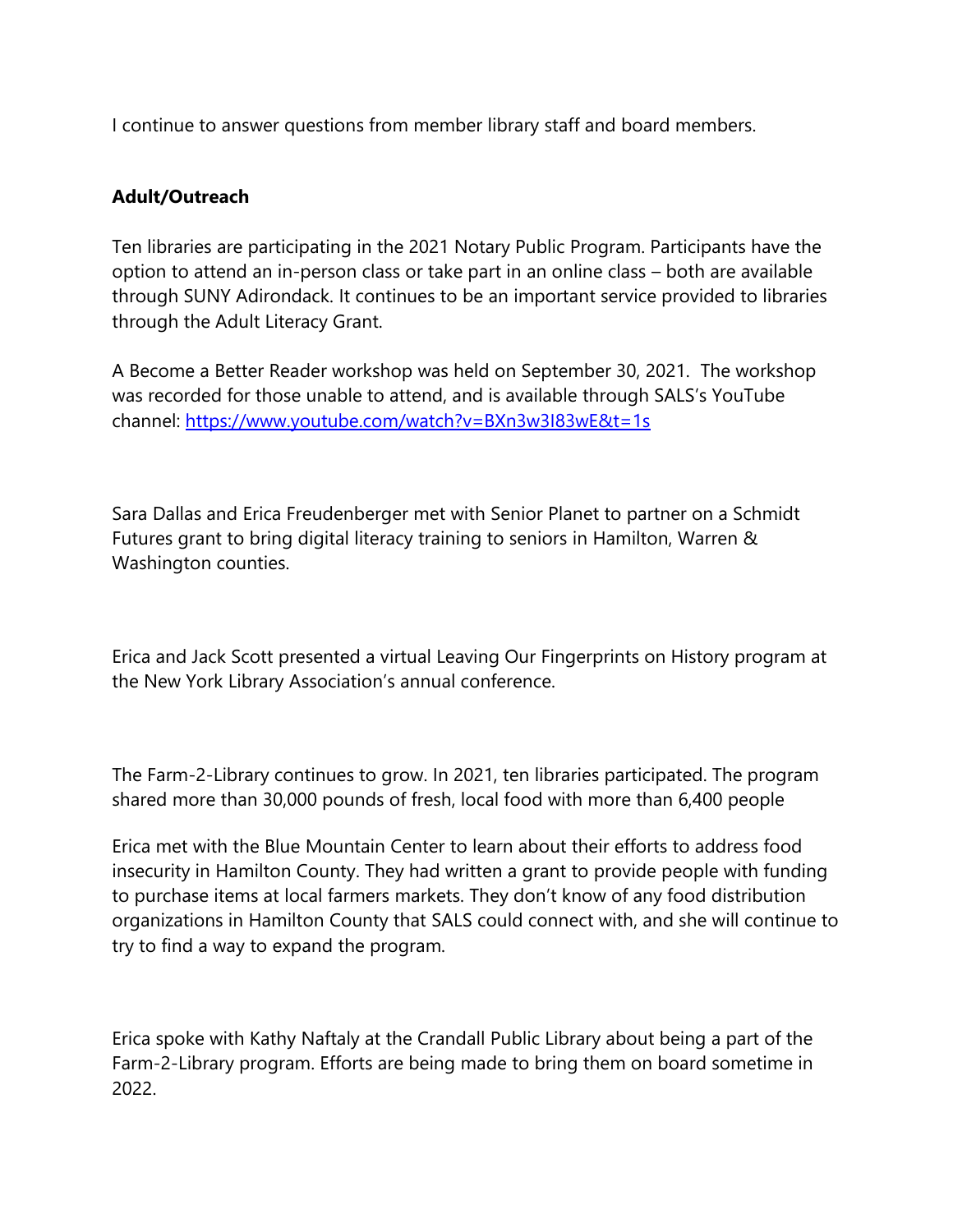I continue to answer questions from member library staff and board members.

**Adult/Outreach**

Ten libraries are participating in the 2021 Notary Public Program. Participants have the option to attend an in-person class or take part in an online class – both are available through SUNY Adirondack. It continues to be an important service provided to libraries through the Adult Literacy Grant.

A Become a Better Reader workshop was held on September 30, 2021. The workshop was recorded for those unable to attend, and is available through SALS's YouTube channel: https://www.youtube.com/watch?v=BXn3w3I83wE&t=1s

Sara Dallas and Erica Freudenberger met with Senior Planet to partner on a Schmidt Futures grant to bring digital literacy training to seniors in Hamilton, Warren & Washington counties.

Erica and Jack Scott presented a virtual Leaving Our Fingerprints on History program at the New York Library Association's annual conference.

The Farm-2-Library continues to grow. In 2021, ten libraries participated. The program shared more than 30,000 pounds of fresh, local food with more than 6,400 people

Erica met with the Blue Mountain Center to learn about their efforts to address food insecurity in Hamilton County. They had written a grant to provide people with funding to purchase items at local farmers markets. They don't know of any food distribution organizations in Hamilton County that SALS could connect with, and she will continue to try to find a way to expand the program.

Erica spoke with Kathy Naftaly at the Crandall Public Library about being a part of the Farm-2-Library program. Efforts are being made to bring them on board sometime in 2022.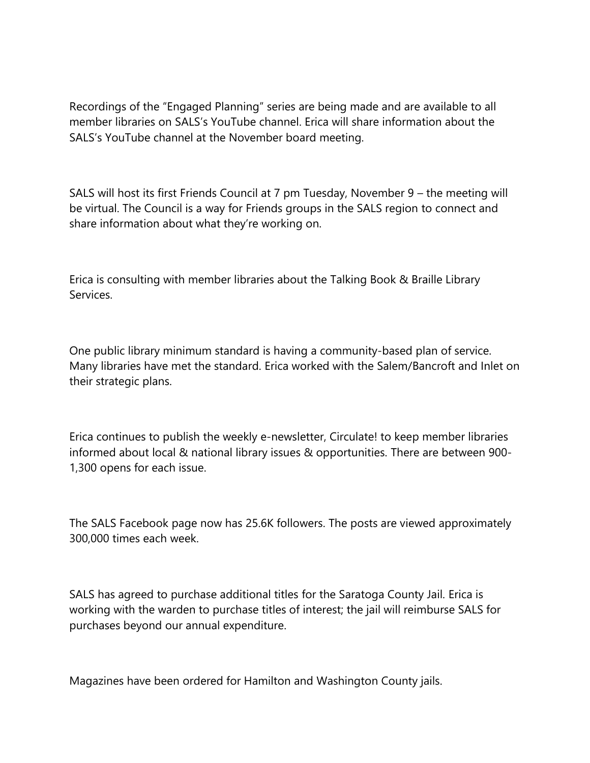Recordings of the “Engaged Planning” series are being made and are available to all member libraries on SALS’s YouTube channel. Erica will share information about the SALS’s YouTube channel at the November board meeting.

SALS will host its first Friends Council at 7 pm Tuesday, November 9 – the meeting will be virtual. The Council is a way for Friends groups in the SALS region to connect and share information about what they’re working on.

Erica is consulting with member libraries about the Talking Book & Braille Library Services.

One public library minimum standard is having a community-based plan of service. Many libraries have met the standard. Erica worked with the Salem/Bancroft and Inlet on their strategic plans.

Erica continues to publish the weekly e-newsletter, Circulate! to keep member libraries informed about local & national library issues & opportunities. There are between 900-1,300 opens for each issue.

The SALS Facebook page now has 25.6K followers. The posts are viewed approximately 300,000 times each week.

SALS has agreed to purchase additional titles for the Saratoga County Jail. Erica is working with the warden to purchase titles of interest; the jail will reimburse SALS for purchases beyond our annual expenditure.

Magazines have been ordered for Hamilton and Washington County jails.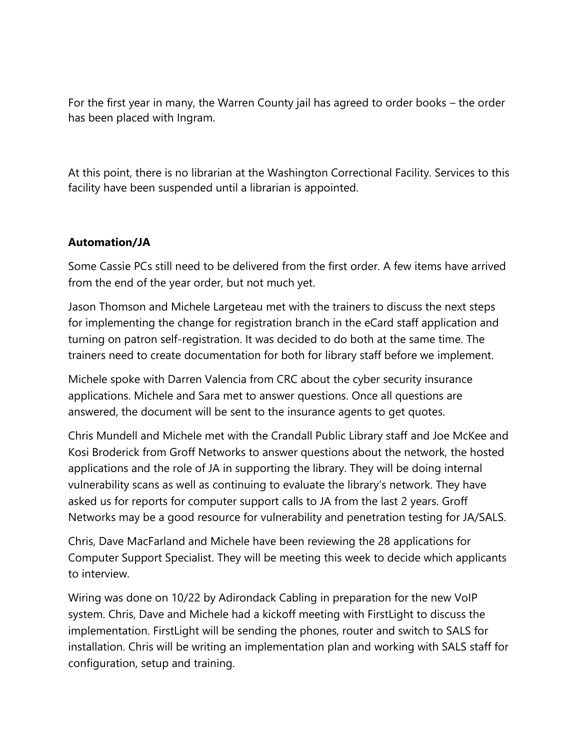For the first year in many, the Warren County jail has agreed to order books – the order has been placed with Ingram.

At this point, there is no librarian at the Washington Correctional Facility. Services to this facility have been suspended until a librarian is appointed.

**Automation/JA**

Some Cassie PCs still need to be delivered from the first order. A few items have arrived from the end of the year order, but not much yet.

Jason Thomson and Michele Largeteau met with the trainers to discuss the next steps for implementing the change for registration branch in the eCard staff application and turning on patron self-registration. It was decided to do both at the same time. The trainers need to create documentation for both for library staff before we implement.

Michele spoke with Darren Valencia from CRC about the cyber security insurance applications. Michele and Sara met to answer questions. Once all questions are answered, the document will be sent to the insurance agents to get quotes.

Chris Mundell and Michele met with the Crandall Public Library staff and Joe McKee and Kosi Broderick from Groff Networks to answer questions about the network, the hosted applications and the role of JA in supporting the library. They will be doing internal vulnerability scans as well as continuing to evaluate the library's network. They have asked us for reports for computer support calls to JA from the last 2 years. Groff Networks may be a good resource for vulnerability and penetration testing for JA/SALS.

Chris, Dave MacFarland and Michele have been reviewing the 28 applications for Computer Support Specialist. They will be meeting this week to decide which applicants to interview.

Wiring was done on 10/22 by Adirondack Cabling in preparation for the new VoIP system. Chris, Dave and Michele had a kickoff meeting with FirstLight to discuss the implementation. FirstLight will be sending the phones, router and switch to SALS for installation. Chris will be writing an implementation plan and working with SALS staff for configuration, setup and training.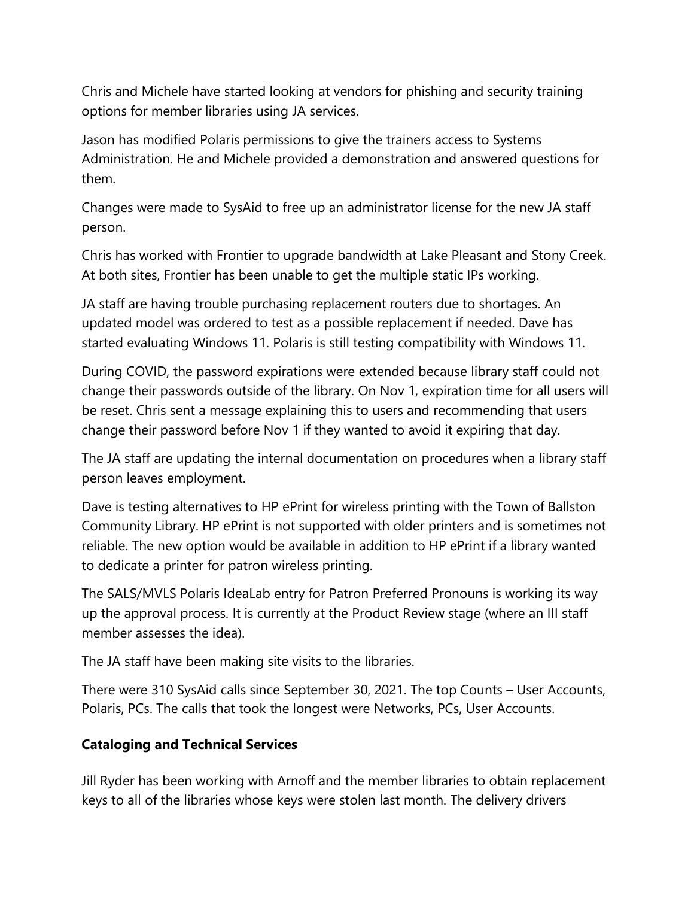Chris and Michele have started looking at vendors for phishing and security training options for member libraries using JA services.

Jason has modified Polaris permissions to give the trainers access to Systems Administration. He and Michele provided a demonstration and answered questions for them.

Changes were made to SysAid to free up an administrator license for the new JA staff person.

Chris has worked with Frontier to upgrade bandwidth at Lake Pleasant and Stony Creek. At both sites, Frontier has been unable to get the multiple static IPs working.

JA staff are having trouble purchasing replacement routers due to shortages. An updated model was ordered to test as a possible replacement if needed. Dave has started evaluating Windows 11. Polaris is still testing compatibility with Windows 11.

During COVID, the password expirations were extended because library staff could not change their passwords outside of the library. On Nov 1, expiration time for all users will be reset. Chris sent a message explaining this to users and recommending that users change their password before Nov 1 if they wanted to avoid it expiring that day.

The JA staff are updating the internal documentation on procedures when a library staff person leaves employment.

Dave is testing alternatives to HP ePrint for wireless printing with the Town of Ballston Community Library. HP ePrint is not supported with older printers and is sometimes not reliable. The new option would be available in addition to HP ePrint if a library wanted to dedicate a printer for patron wireless printing.

The SALS/MVLS Polaris IdeaLab entry for Patron Preferred Pronouns is working its way up the approval process. It is currently at the Product Review stage (where an III staff member assesses the idea).

The JA staff have been making site visits to the libraries.

There were 310 SysAid calls since September 30, 2021. The top Counts – User Accounts, Polaris, PCs. The calls that took the longest were Networks, PCs, User Accounts.

**Cataloging and Technical Services**

Jill Ryder has been working with Arnoff and the member libraries to obtain replacement keys to all of the libraries whose keys were stolen last month. The delivery drivers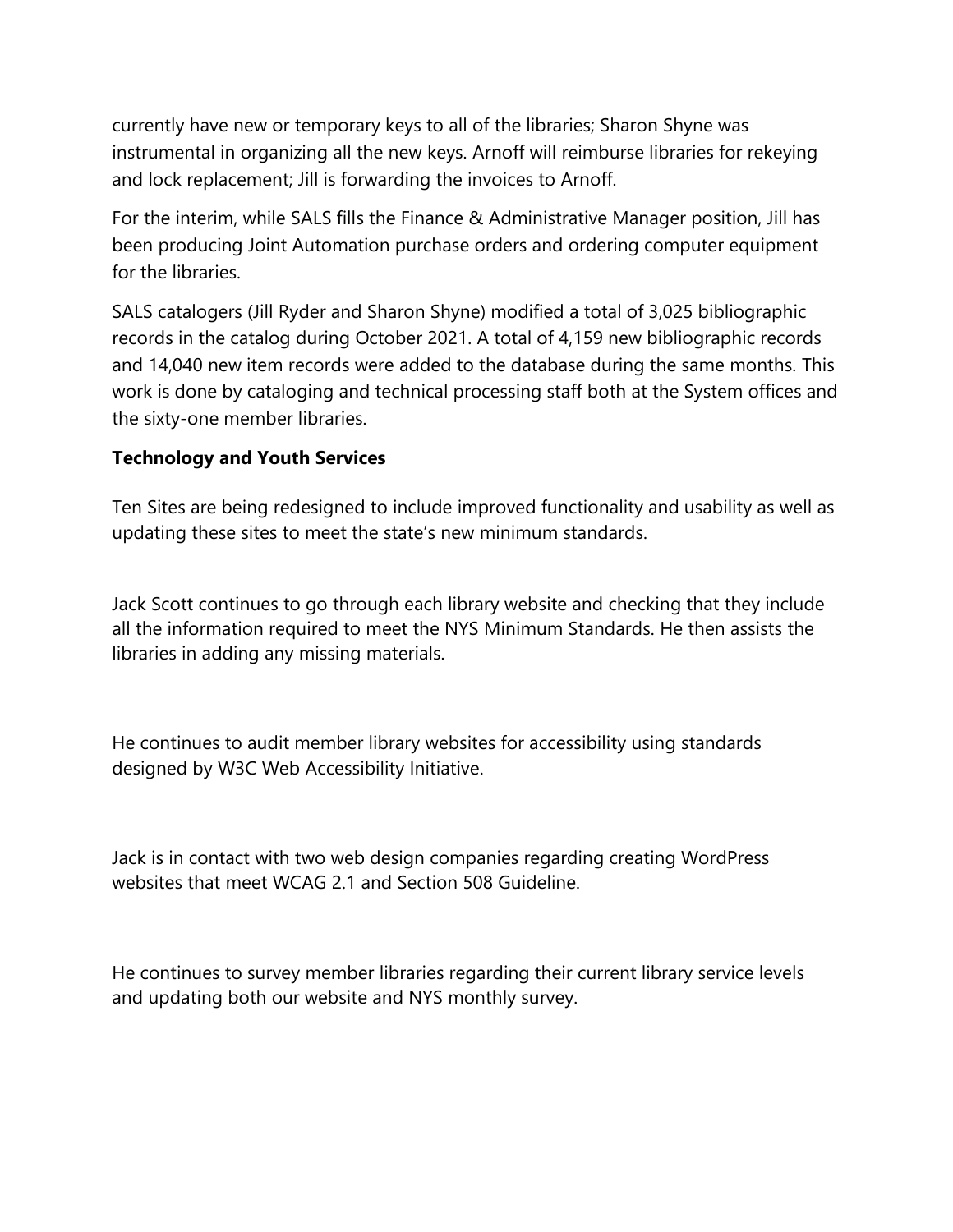currently have new or temporary keys to all of the libraries; Sharon Shyne was instrumental in organizing all the new keys. Arnoff will reimburse libraries for rekeying and lock replacement; Jill is forwarding the invoices to Arnoff.

For the interim, while SALS fills the Finance & Administrative Manager position, Jill has been producing Joint Automation purchase orders and ordering computer equipment for the libraries.

SALS catalogers (Jill Ryder and Sharon Shyne) modified a total of 3,025 bibliographic records in the catalog during October 2021. A total of 4,159 new bibliographic records and 14,040 new item records were added to the database during the same months. This work is done by cataloging and technical processing staff both at the System offices and the sixty-one member libraries.

**Technology and Youth Services**

Ten Sites are being redesigned to include improved functionality and usability as well as updating these sites to meet the state's new minimum standards.

Jack Scott continues to go through each library website and checking that they include all the information required to meet the NYS Minimum Standards. He then assists the libraries in adding any missing materials.

He continues to audit member library websites for accessibility using standards designed by W3C Web Accessibility Initiative.

Jack is in contact with two web design companies regarding creating WordPress websites that meet WCAG 2.1 and Section 508 Guideline.

He continues to survey member libraries regarding their current library service levels and updating both our website and NYS monthly survey.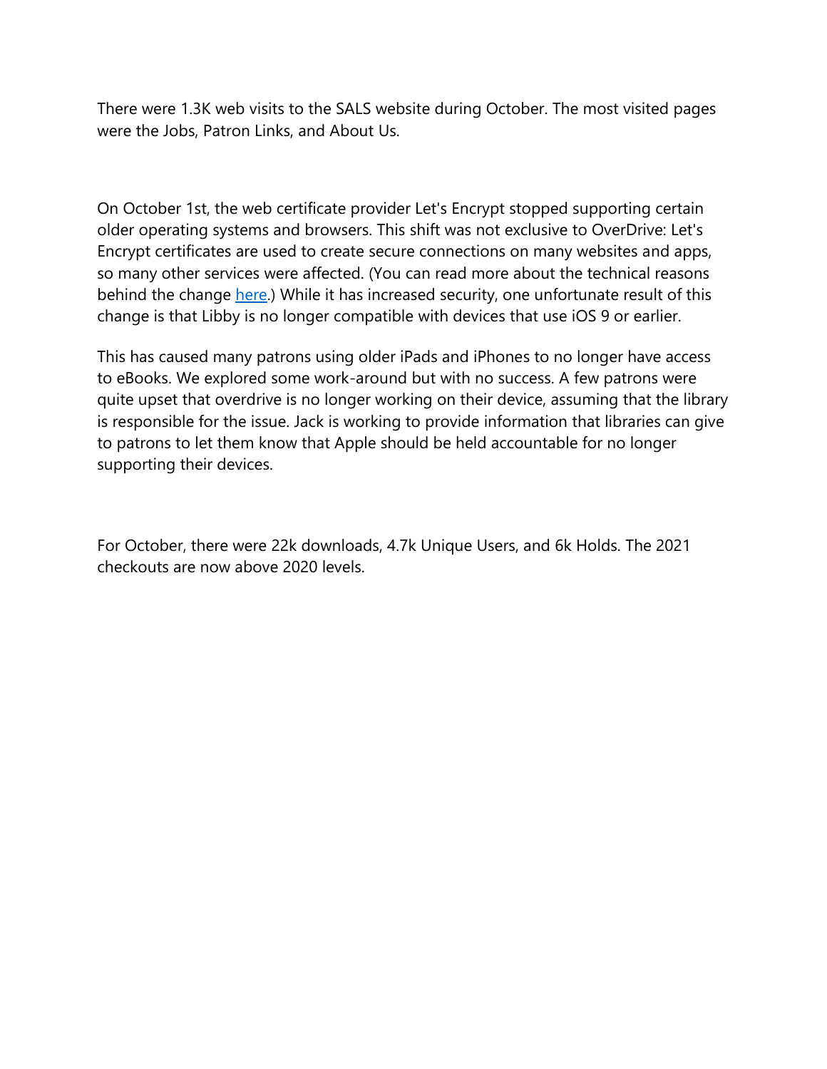There were 1.3K web visits to the SALS website during October. The most visited pages were the Jobs, Patron Links, and About Us.

On October 1st, the web certificate provider Let's Encrypt stopped supporting certain older operating systems and browsers. This shift was not exclusive to OverDrive: Let's Encrypt certificates are used to create secure connections on many websites and apps, so many other services were affected. (You can read more about the technical reasons behind the change here.) While it has increased security, one unfortunate result of this change is that Libby is no longer compatible with devices that use iOS 9 or earlier.

This has caused many patrons using older iPads and iPhones to no longer have access to eBooks. We explored some work-around but with no success. A few patrons were quite upset that overdrive is no longer working on their device, assuming that the library is responsible for the issue. Jack is working to provide information that libraries can give to patrons to let them know that Apple should be held accountable for no longer supporting their devices.

For October, there were 22k downloads, 4.7k Unique Users, and 6k Holds. The 2021 checkouts are now above 2020 levels.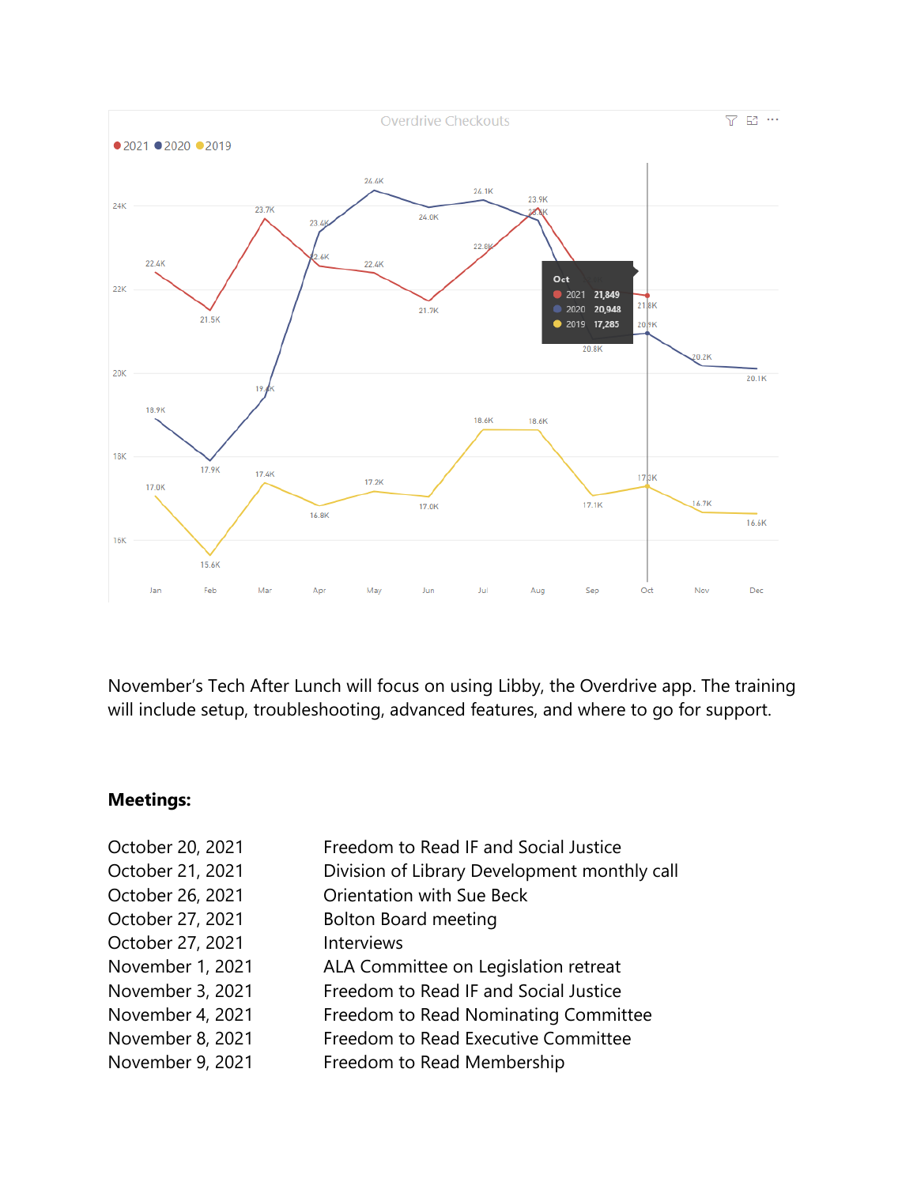Overdrive Checkouts

November's Tech After Lunch will focus on using Libby, the Overdrive app. The training will include setup, troubleshooting, advanced features, and where to go for support.

**Meetings:**

| | |
|---|---|
| October 20, 2021 | Freedom to Read IF and Social Justice |
| October 21, 2021 | Division of Library Development monthly call |
| October 26, 2021 | Orientation with Sue Beck |
| October 27, 2021 | Bolton Board meeting |
| October 27, 2021 | Interviews |
| November 1, 2021 | ALA Committee on Legislation retreat |
| November 3, 2021 | Freedom to Read IF and Social Justice |
| November 4, 2021 | Freedom to Read Nominating Committee |
| November 8, 2021 | Freedom to Read Executive Committee |
| November 9, 2021 | Freedom to Read Membership |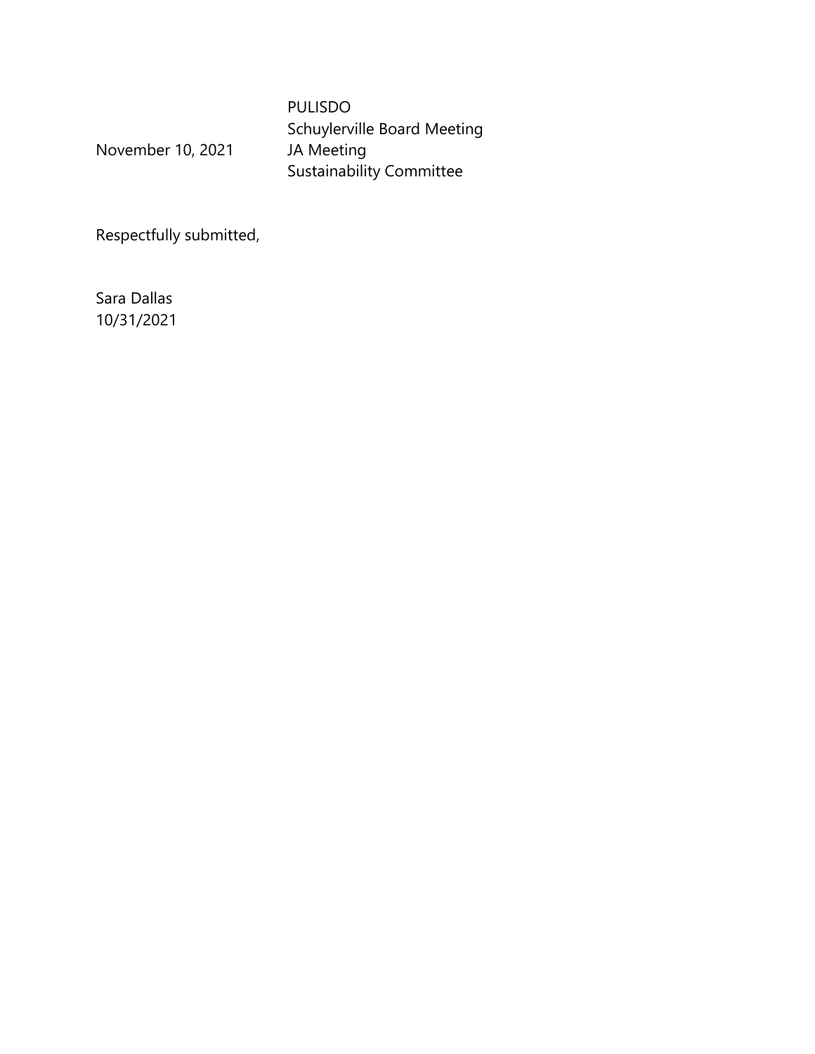| | |
|---|---|
| November 10, 2021 | PULISDO<br>Schuylerville Board Meeting<br>JA Meeting<br>Sustainability Committee |

Respectfully submitted,

Sara Dallas
10/31/2021